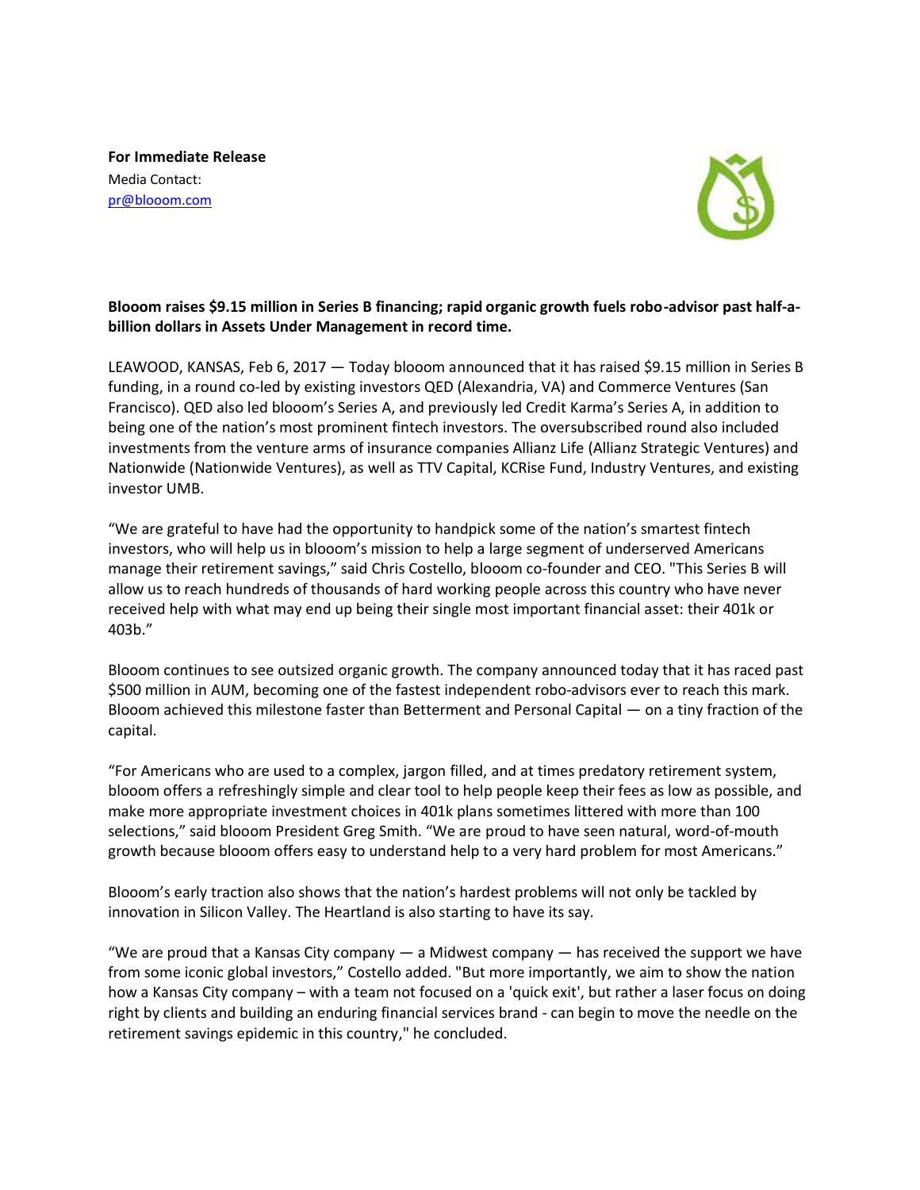**For Immediate Release**
Media Contact:
[pr@blooom.com](mailto:pr@blooom.com)

**Blooom raises $9.15 million in Series B financing; rapid organic growth fuels robo-advisor past half-a-billion dollars in Assets Under Management in record time.**

LEAWOOD, KANSAS, Feb 6, 2017 — Today blooom announced that it has raised $9.15 million in Series B funding, in a round co-led by existing investors QED (Alexandria, VA) and Commerce Ventures (San Francisco). QED also led blooom's Series A, and previously led Credit Karma's Series A, in addition to being one of the nation's most prominent fintech investors. The oversubscribed round also included investments from the venture arms of insurance companies Allianz Life (Allianz Strategic Ventures) and Nationwide (Nationwide Ventures), as well as TTV Capital, KCRise Fund, Industry Ventures, and existing investor UMB.

"We are grateful to have had the opportunity to handpick some of the nation's smartest fintech investors, who will help us in blooom's mission to help a large segment of underserved Americans manage their retirement savings," said Chris Costello, blooom co-founder and CEO. "This Series B will allow us to reach hundreds of thousands of hard working people across this country who have never received help with what may end up being their single most important financial asset: their 401k or 403b."

Blooom continues to see outsized organic growth. The company announced today that it has raced past $500 million in AUM, becoming one of the fastest independent robo-advisors ever to reach this mark. Blooom achieved this milestone faster than Betterment and Personal Capital — on a tiny fraction of the capital.

"For Americans who are used to a complex, jargon filled, and at times predatory retirement system, blooom offers a refreshingly simple and clear tool to help people keep their fees as low as possible, and make more appropriate investment choices in 401k plans sometimes littered with more than 100 selections," said blooom President Greg Smith. "We are proud to have seen natural, word-of-mouth growth because blooom offers easy to understand help to a very hard problem for most Americans."

Blooom's early traction also shows that the nation's hardest problems will not only be tackled by innovation in Silicon Valley. The Heartland is also starting to have its say.

"We are proud that a Kansas City company — a Midwest company — has received the support we have from some iconic global investors," Costello added. "But more importantly, we aim to show the nation how a Kansas City company – with a team not focused on a 'quick exit', but rather a laser focus on doing right by clients and building an enduring financial services brand - can begin to move the needle on the retirement savings epidemic in this country," he concluded.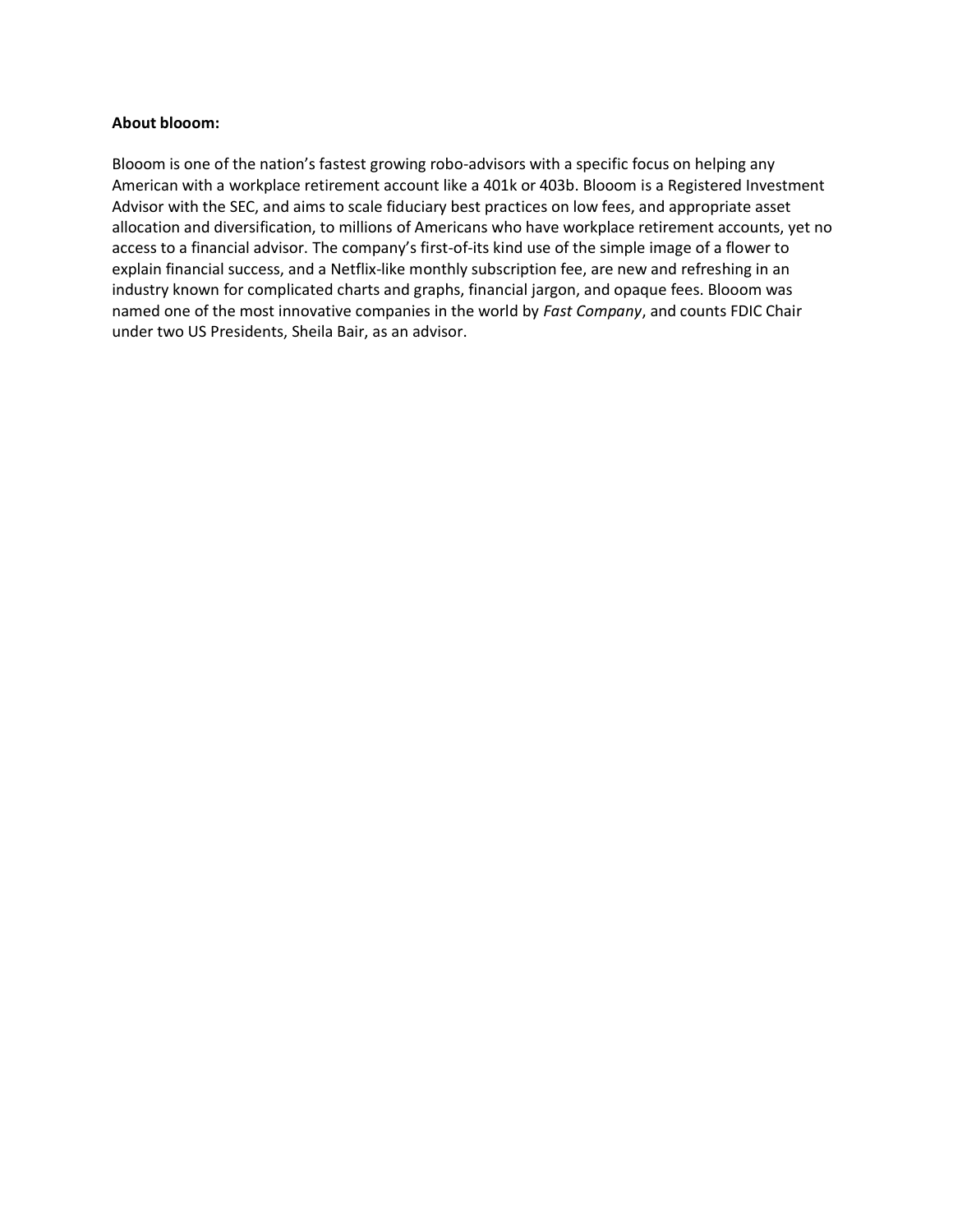**About blooom:**

Blooom is one of the nation's fastest growing robo-advisors with a specific focus on helping any American with a workplace retirement account like a 401k or 403b. Blooom is a Registered Investment Advisor with the SEC, and aims to scale fiduciary best practices on low fees, and appropriate asset allocation and diversification, to millions of Americans who have workplace retirement accounts, yet no access to a financial advisor. The company's first-of-its kind use of the simple image of a flower to explain financial success, and a Netflix-like monthly subscription fee, are new and refreshing in an industry known for complicated charts and graphs, financial jargon, and opaque fees. Blooom was named one of the most innovative companies in the world by *Fast Company*, and counts FDIC Chair under two US Presidents, Sheila Bair, as an advisor.